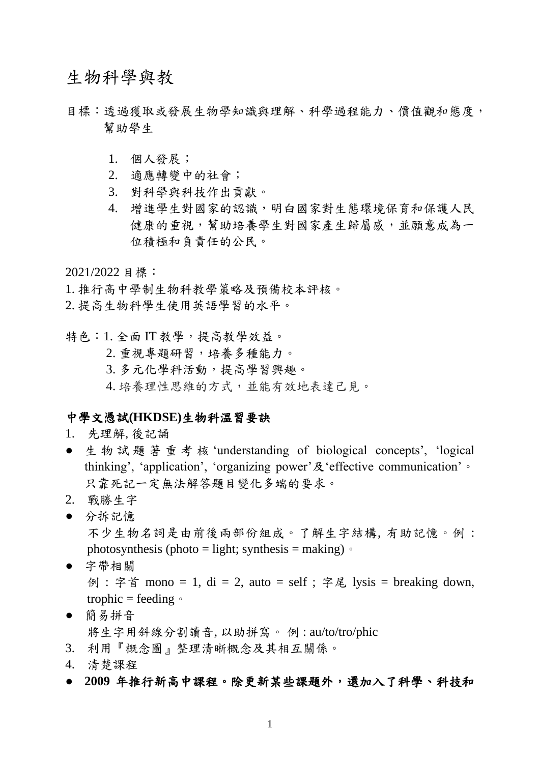# 生物科學與教

目標：透過獲取或發展生物學知識與理解、科學過程能力、價值觀和態度，幫助學生

1. 個人發展；
2. 適應轉變中的社會；
3. 對科學與科技作出貢獻。
4. 增進學生對國家的認識，明白國家對生態環境保育和保護人民健康的重視，幫助培養學生對國家產生歸屬感，並願意成為一位積極和負責任的公民。

2021/2022 目標：

1. 推行高中學制生物科教學策略及預備校本評核。
2. 提高生物科學生使用英語學習的水平。

特色：1. 全面 IT 教學，提高教學效益。
2. 重視專題研習，培養多種能力。
3. 多元化學科活動，提高學習興趣。
4. 培養理性思維的方式，並能有效地表達己見。

## 中學文憑試(HKDSE)生物科溫習要訣

1. 先理解, 後記誦
- 生物試題著重考核 'understanding of biological concepts', 'logical thinking', 'application', 'organizing power'及'effective communication'。只靠死記一定無法解答題目變化多端的要求。
2. 戰勝生字
- 分拆記憶
  不少生物名詞是由前後兩部份組成。了解生字結構, 有助記憶。例：photosynthesis (photo = light; synthesis = making)。
- 字帶相關
  例：字首 mono = 1, di = 2, auto = self；字尾 lysis = breaking down, trophic = feeding。
- 簡易拼音
  將生字用斜線分割讀音, 以助拼寫。 例 : au/to/tro/phic
3. 利用『概念圖』整理清晰概念及其相互關係。
4. 清楚課程
- **2009 年推行新高中課程。除更新某些課題外，還加入了科學、科技和**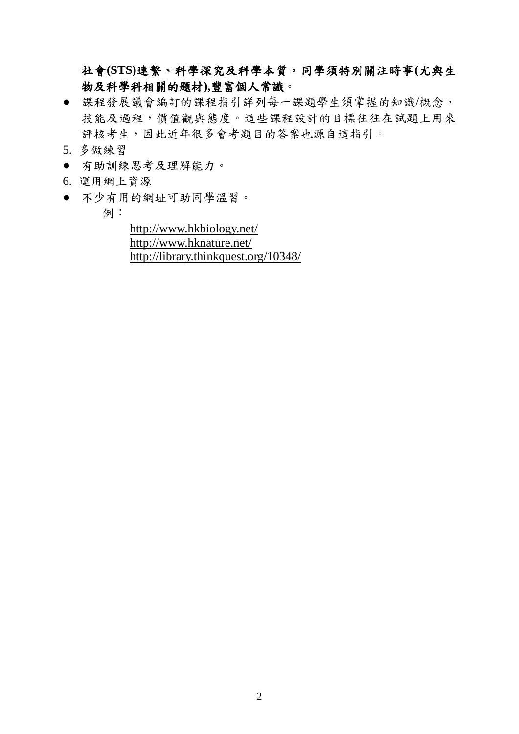**社會(STS)連繫、科學探究及科學本質。同學須特別關注時事(尤與生物及科學科相關的題材),豐富個人常識**。

- 課程發展議會編訂的課程指引詳列每一課題學生須掌握的知識/概念、技能及過程，價值觀與態度。這些課程設計的目標往往在試題上用來評核考生，因此近年很多會考題目的答案也源自這指引。

5. 多做練習

- 有助訓練思考及理解能力。

6. 運用網上資源

- 不少有用的網址可助同學溫習。

  例：

  http://www.hkbiology.net/
  http://www.hknature.net/
  http://library.thinkquest.org/10348/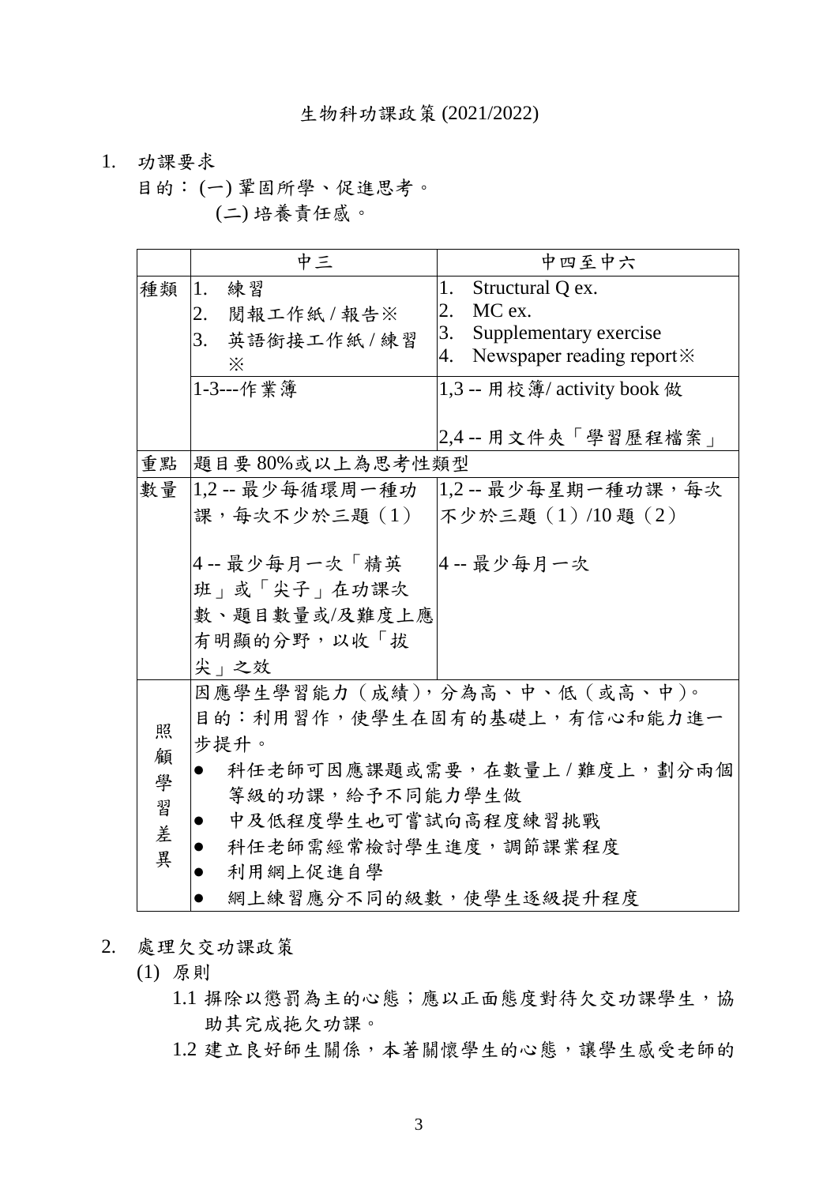# 生物科功課政策 (2021/2022)

1. 功課要求

   目的：(一) 鞏固所學、促進思考。

   (二) 培養責任感。

| | 中三 | 中四至中六 |
|---|---|---|
| 種類 | 1. 練習<br>2. 閱報工作紙 / 報告※<br>3. 英語銜接工作紙 / 練習※ | 1. Structural Q ex.<br>2. MC ex.<br>3. Supplementary exercise<br>4. Newspaper reading report※ |
| | 1-3---作業簿 | 1,3 -- 用校簿/ activity book 做<br><br>2,4 -- 用文件夾「學習歷程檔案」 |
| 重點 | 題目要 80%或以上為思考性類型 | |
| 數量 | 1,2 -- 最少每循環周一種功課，每次不少於三題（1）<br><br>4 -- 最少每月一次「精英班」或「尖子」在功課次數、題目數量或/及難度上應有明顯的分野，以收「拔尖」之效 | 1,2 -- 最少每星期一種功課，每次不少於三題（1）/10 題（2）<br><br>4 -- 最少每月一次 |
| 照顧學習差異 | 因應學生學習能力（成績），分為高、中、低（或高、中）。<br>目的：利用習作，使學生在固有的基礎上，有信心和能力進一步提升。<br>● 科任老師可因應課題或需要，在數量上 / 難度上，劃分兩個等級的功課，給予不同能力學生做<br>● 中及低程度學生也可嘗試向高程度練習挑戰<br>● 科任老師需經常檢討學生進度，調節課業程度<br>● 利用網上促進自學<br>● 網上練習應分不同的級數，使學生逐級提升程度 | |

2. 處理欠交功課政策

   (1) 原則

   1.1 摒除以懲罰為主的心態；應以正面態度對待欠交功課學生，協助其完成拖欠功課。

   1.2 建立良好師生關係，本著關懷學生的心態，讓學生感受老師的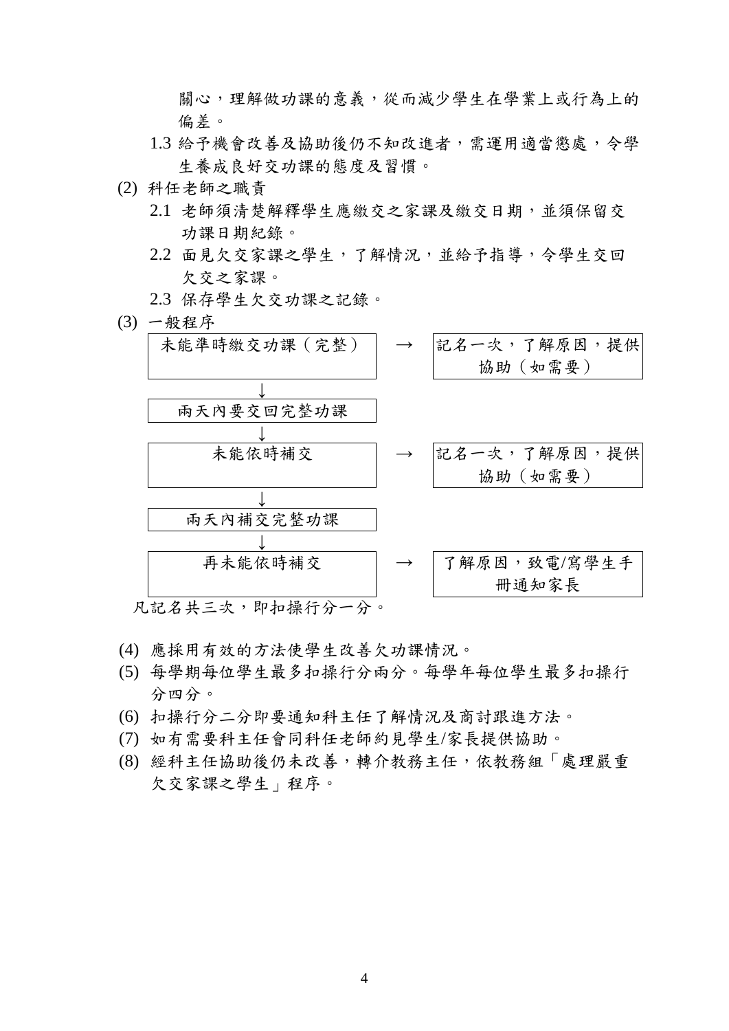關心，理解做功課的意義，從而減少學生在學業上或行為上的偏差。

1.3 給予機會改善及協助後仍不知改進者，需運用適當懲處，令學生養成良好交功課的態度及習慣。

(2) 科任老師之職責

2.1 老師須清楚解釋學生應繳交之家課及繳交日期，並須保留交功課日期紀錄。

2.2 面見欠交家課之學生，了解情況，並給予指導，令學生交回欠交之家課。

2.3 保存學生欠交功課之記錄。

(3) 一般程序

| 程序 | | 處理 |
|---|---|---|
| 未能準時繳交功課（完整） | → | 記名一次，了解原因，提供協助（如需要） |
| ↓ | | |
| 兩天內要交回完整功課 | | |
| ↓ | | |
| 未能依時補交 | → | 記名一次，了解原因，提供協助（如需要） |
| ↓ | | |
| 兩天內補交完整功課 | | |
| ↓ | | |
| 再未能依時補交 | → | 了解原因，致電/寫學生手冊通知家長 |

凡記名共三次，即扣操行分一分。

(4) 應採用有效的方法使學生改善欠功課情況。

(5) 每學期每位學生最多扣操行分兩分。每學年每位學生最多扣操行分四分。

(6) 扣操行分二分即要通知科主任了解情況及商討跟進方法。

(7) 如有需要科主任會同科任老師約見學生/家長提供協助。

(8) 經科主任協助後仍未改善，轉介教務主任，依教務組「處理嚴重欠交家課之學生」程序。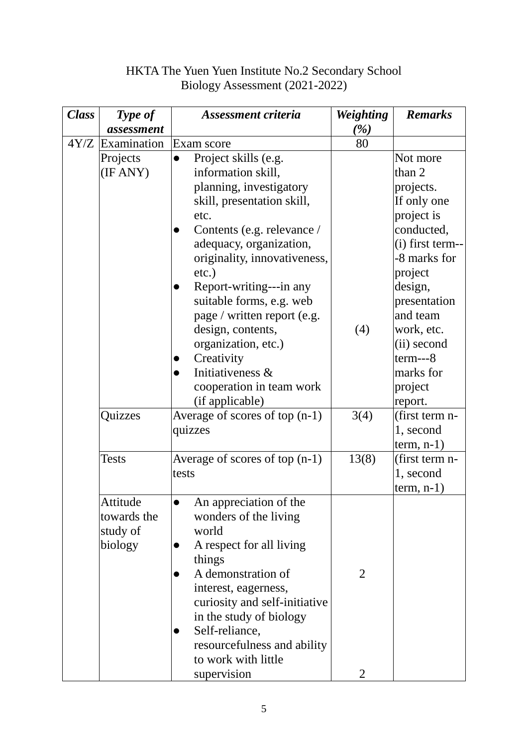HKTA The Yuen Yuen Institute No.2 Secondary School
Biology Assessment (2021-2022)

| ***Class*** | ***Type of assessment*** | ***Assessment criteria*** | ***Weighting (%)*** | ***Remarks*** |
|---|---|---|---|---|
| 4Y/Z | Examination | Exam score | 80 | |
| | Projects (IF ANY) | ● Project skills (e.g. information skill, planning, investigatory skill, presentation skill, etc.<br>● Contents (e.g. relevance / adequacy, organization, originality, innovativeness, etc.)<br>● Report-writing---in any suitable forms, e.g. web page / written report (e.g. design, contents, organization, etc.)<br>● Creativity<br>● Initiativeness & cooperation in team work (if applicable) | (4) | Not more than 2 projects. If only one project is conducted, (i) first term---8 marks for project design, presentation and team work, etc. (ii) second term---8 marks for project report. |
| | Quizzes | Average of scores of top (n-1) quizzes | 3(4) | (first term n-1, second term, n-1) |
| | Tests | Average of scores of top (n-1) tests | 13(8) | (first term n-1, second term, n-1) |
| | Attitude towards the study of biology | ● An appreciation of the wonders of the living world<br>● A respect for all living things<br>● A demonstration of interest, eagerness, curiosity and self-initiative in the study of biology<br>● Self-reliance, resourcefulness and ability to work with little supervision | 2<br><br>2 | |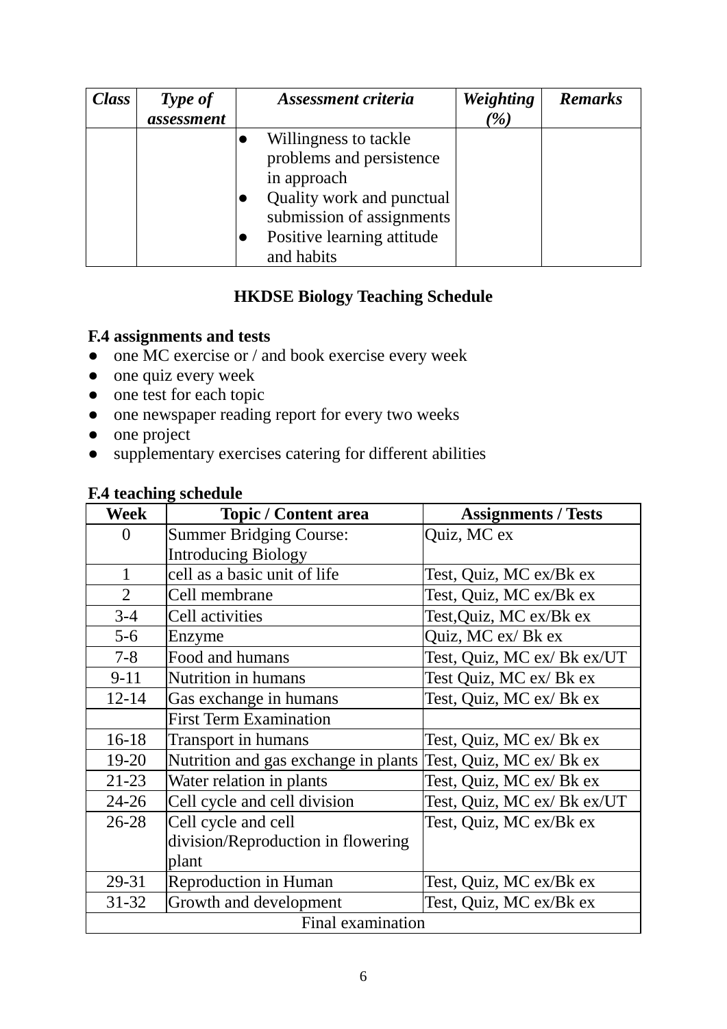| ***Class*** | ***Type of assessment*** | ***Assessment criteria*** | ***Weighting (%)*** | ***Remarks*** |
|---|---|---|---|---|
| | | ● Willingness to tackle problems and persistence in approach<br>● Quality work and punctual submission of assignments<br>● Positive learning attitude and habits | | |

**HKDSE Biology Teaching Schedule**

**F.4 assignments and tests**

- one MC exercise or / and book exercise every week
- one quiz every week
- one test for each topic
- one newspaper reading report for every two weeks
- one project
- supplementary exercises catering for different abilities

**F.4 teaching schedule**

| Week | Topic / Content area | Assignments / Tests |
|---|---|---|
| 0 | Summer Bridging Course: Introducing Biology | Quiz, MC ex |
| 1 | cell as a basic unit of life | Test, Quiz, MC ex/Bk ex |
| 2 | Cell membrane | Test, Quiz, MC ex/Bk ex |
| 3-4 | Cell activities | Test,Quiz, MC ex/Bk ex |
| 5-6 | Enzyme | Quiz, MC ex/ Bk ex |
| 7-8 | Food and humans | Test, Quiz, MC ex/ Bk ex/UT |
| 9-11 | Nutrition in humans | Test Quiz, MC ex/ Bk ex |
| 12-14 | Gas exchange in humans | Test, Quiz, MC ex/ Bk ex |
| | First Term Examination | |
| 16-18 | Transport in humans | Test, Quiz, MC ex/ Bk ex |
| 19-20 | Nutrition and gas exchange in plants | Test, Quiz, MC ex/ Bk ex |
| 21-23 | Water relation in plants | Test, Quiz, MC ex/ Bk ex |
| 24-26 | Cell cycle and cell division | Test, Quiz, MC ex/ Bk ex/UT |
| 26-28 | Cell cycle and cell division/Reproduction in flowering plant | Test, Quiz, MC ex/Bk ex |
| 29-31 | Reproduction in Human | Test, Quiz, MC ex/Bk ex |
| 31-32 | Growth and development | Test, Quiz, MC ex/Bk ex |
| Final examination | | |